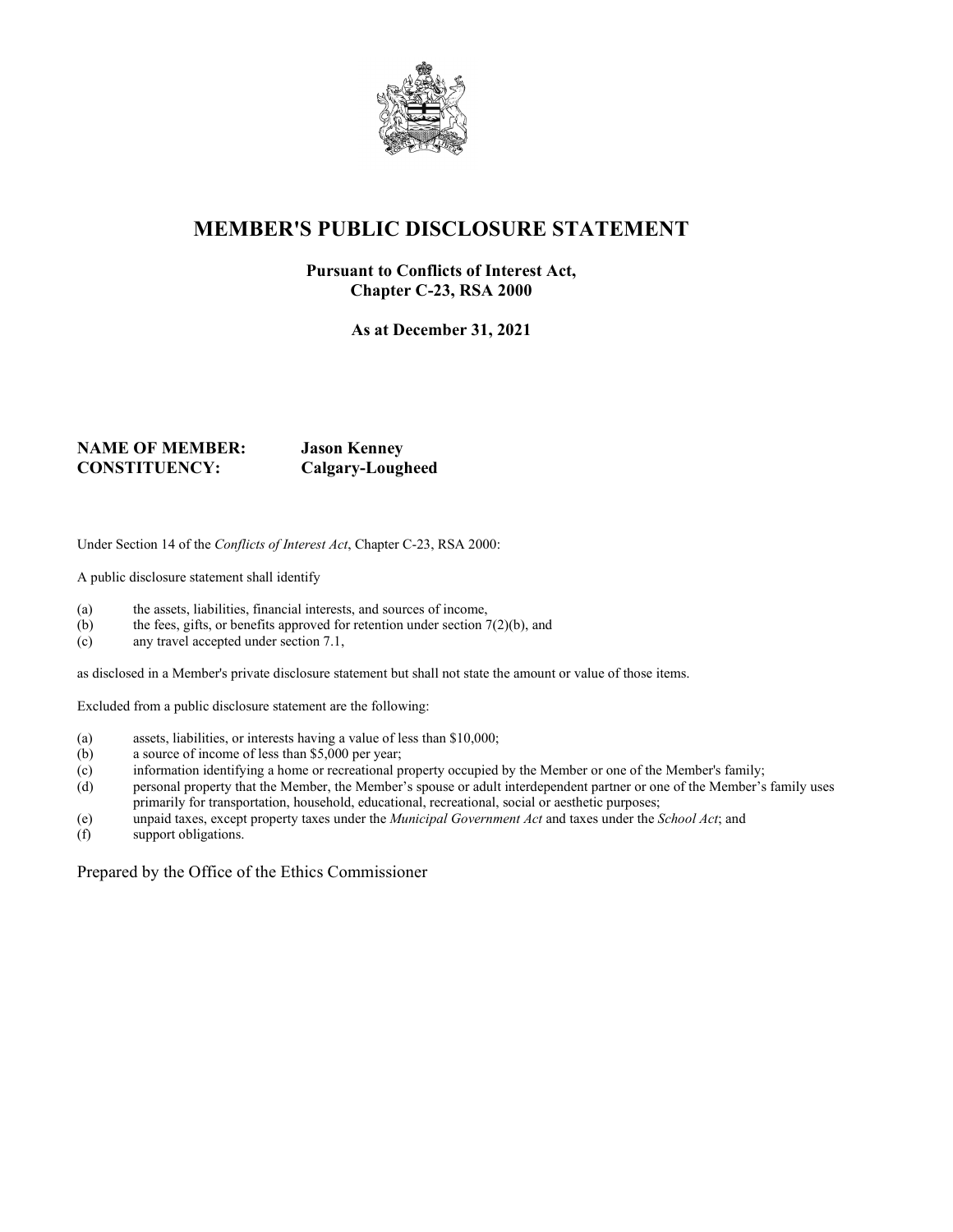# MEMBER'S PUBLIC DISCLOSURE STATEMENT

**Pursuant to Conflicts of Interest Act, Chapter C-23, RSA 2000**

**As at December 31, 2021**

**NAME OF MEMBER:** **Jason Kenney**
**CONSTITUENCY:** **Calgary-Lougheed**

Under Section 14 of the *Conflicts of Interest Act*, Chapter C-23, RSA 2000:

A public disclosure statement shall identify

(a) the assets, liabilities, financial interests, and sources of income,
(b) the fees, gifts, or benefits approved for retention under section 7(2)(b), and
(c) any travel accepted under section 7.1,

as disclosed in a Member's private disclosure statement but shall not state the amount or value of those items.

Excluded from a public disclosure statement are the following:

(a) assets, liabilities, or interests having a value of less than $10,000;
(b) a source of income of less than $5,000 per year;
(c) information identifying a home or recreational property occupied by the Member or one of the Member's family;
(d) personal property that the Member, the Member's spouse or adult interdependent partner or one of the Member's family uses primarily for transportation, household, educational, recreational, social or aesthetic purposes;
(e) unpaid taxes, except property taxes under the *Municipal Government Act* and taxes under the *School Act*; and
(f) support obligations.

Prepared by the Office of the Ethics Commissioner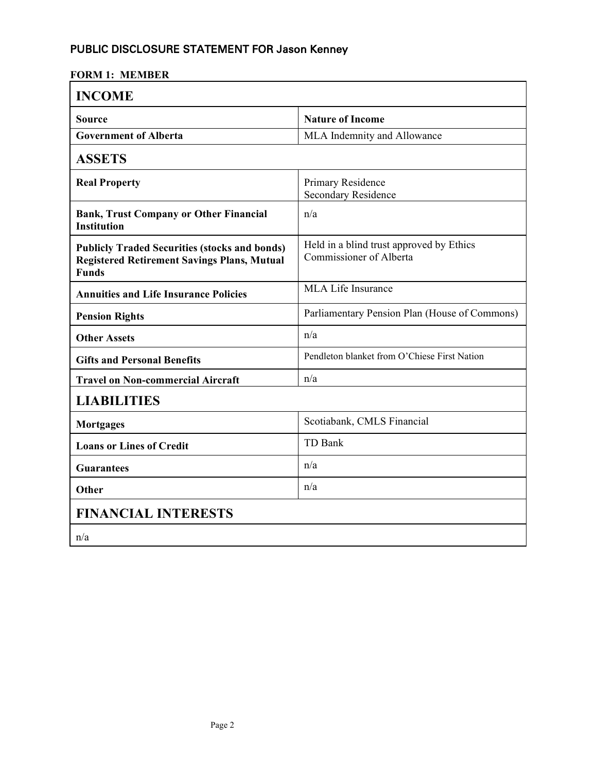## PUBLIC DISCLOSURE STATEMENT FOR Jason Kenney

**FORM 1: MEMBER**

| INCOME | |
|---|---|
| **Source** | **Nature of Income** |
| **Government of Alberta** | MLA Indemnity and Allowance |
| **ASSETS** | |
| **Real Property** | Primary Residence<br>Secondary Residence |
| **Bank, Trust Company or Other Financial Institution** | n/a |
| **Publicly Traded Securities (stocks and bonds) Registered Retirement Savings Plans, Mutual Funds** | Held in a blind trust approved by Ethics Commissioner of Alberta |
| **Annuities and Life Insurance Policies** | MLA Life Insurance |
| **Pension Rights** | Parliamentary Pension Plan (House of Commons) |
| **Other Assets** | n/a |
| **Gifts and Personal Benefits** | Pendleton blanket from O'Chiese First Nation |
| **Travel on Non-commercial Aircraft** | n/a |
| **LIABILITIES** | |
| **Mortgages** | Scotiabank, CMLS Financial |
| **Loans or Lines of Credit** | TD Bank |
| **Guarantees** | n/a |
| **Other** | n/a |
| **FINANCIAL INTERESTS** | |
| n/a | |